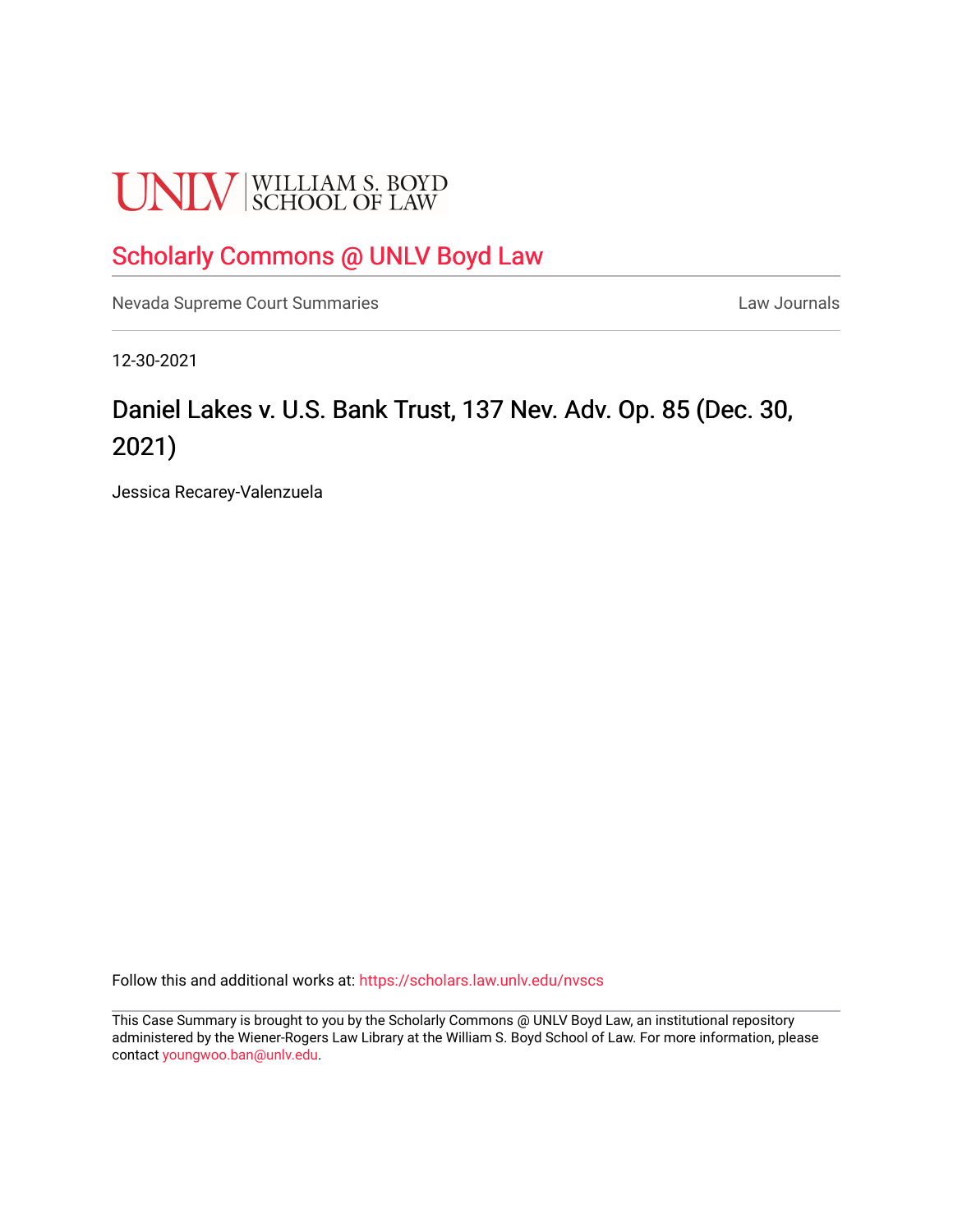UNLV | WILLIAM S. BOYD SCHOOL OF LAW

Scholarly Commons @ UNLV Boyd Law

Nevada Supreme Court Summaries

Law Journals

12-30-2021

# Daniel Lakes v. U.S. Bank Trust, 137 Nev. Adv. Op. 85 (Dec. 30, 2021)

Jessica Recarey-Valenzuela

Follow this and additional works at: https://scholars.law.unlv.edu/nvscs

This Case Summary is brought to you by the Scholarly Commons @ UNLV Boyd Law, an institutional repository administered by the Wiener-Rogers Law Library at the William S. Boyd School of Law. For more information, please contact youngwoo.ban@unlv.edu.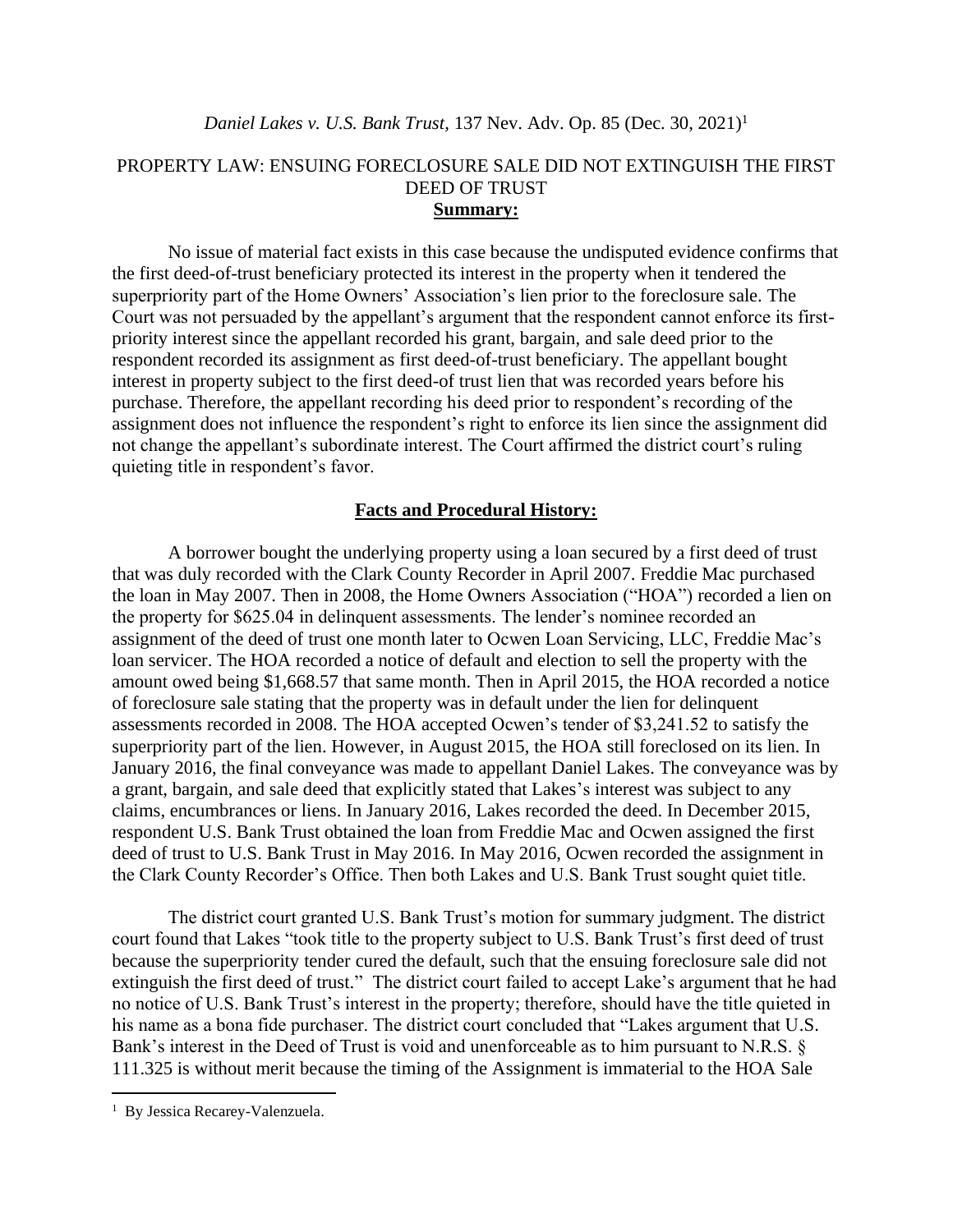*Daniel Lakes v. U.S. Bank Trust*, 137 Nev. Adv. Op. 85 (Dec. 30, 2021)[1]

# PROPERTY LAW: ENSUING FORECLOSURE SALE DID NOT EXTINGUISH THE FIRST DEED OF TRUST

## **Summary:**

No issue of material fact exists in this case because the undisputed evidence confirms that the first deed-of-trust beneficiary protected its interest in the property when it tendered the superpriority part of the Home Owners' Association's lien prior to the foreclosure sale. The Court was not persuaded by the appellant's argument that the respondent cannot enforce its first-priority interest since the appellant recorded his grant, bargain, and sale deed prior to the respondent recorded its assignment as first deed-of-trust beneficiary. The appellant bought interest in property subject to the first deed-of trust lien that was recorded years before his purchase. Therefore, the appellant recording his deed prior to respondent's recording of the assignment does not influence the respondent's right to enforce its lien since the assignment did not change the appellant's subordinate interest. The Court affirmed the district court's ruling quieting title in respondent's favor.

## **Facts and Procedural History:**

A borrower bought the underlying property using a loan secured by a first deed of trust that was duly recorded with the Clark County Recorder in April 2007. Freddie Mac purchased the loan in May 2007. Then in 2008, the Home Owners Association ("HOA") recorded a lien on the property for $625.04 in delinquent assessments. The lender's nominee recorded an assignment of the deed of trust one month later to Ocwen Loan Servicing, LLC, Freddie Mac's loan servicer. The HOA recorded a notice of default and election to sell the property with the amount owed being $1,668.57 that same month. Then in April 2015, the HOA recorded a notice of foreclosure sale stating that the property was in default under the lien for delinquent assessments recorded in 2008. The HOA accepted Ocwen's tender of $3,241.52 to satisfy the superpriority part of the lien. However, in August 2015, the HOA still foreclosed on its lien. In January 2016, the final conveyance was made to appellant Daniel Lakes. The conveyance was by a grant, bargain, and sale deed that explicitly stated that Lakes's interest was subject to any claims, encumbrances or liens. In January 2016, Lakes recorded the deed. In December 2015, respondent U.S. Bank Trust obtained the loan from Freddie Mac and Ocwen assigned the first deed of trust to U.S. Bank Trust in May 2016. In May 2016, Ocwen recorded the assignment in the Clark County Recorder's Office. Then both Lakes and U.S. Bank Trust sought quiet title.

The district court granted U.S. Bank Trust's motion for summary judgment. The district court found that Lakes "took title to the property subject to U.S. Bank Trust's first deed of trust because the superpriority tender cured the default, such that the ensuing foreclosure sale did not extinguish the first deed of trust." The district court failed to accept Lake's argument that he had no notice of U.S. Bank Trust's interest in the property; therefore, should have the title quieted in his name as a bona fide purchaser. The district court concluded that "Lakes argument that U.S. Bank's interest in the Deed of Trust is void and unenforceable as to him pursuant to N.R.S. § 111.325 is without merit because the timing of the Assignment is immaterial to the HOA Sale

---

[1] By Jessica Recarey-Valenzuela.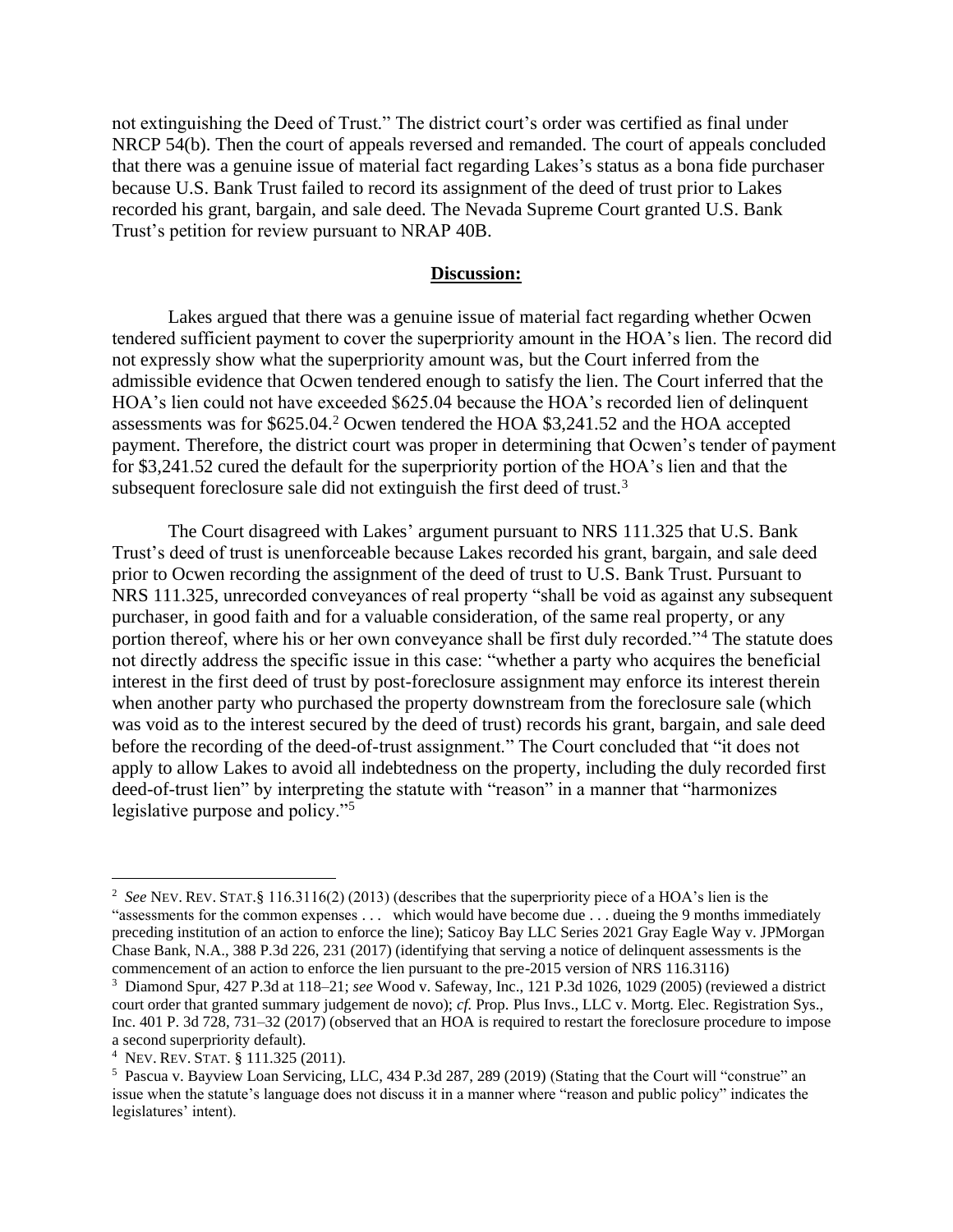not extinguishing the Deed of Trust." The district court's order was certified as final under NRCP 54(b). Then the court of appeals reversed and remanded. The court of appeals concluded that there was a genuine issue of material fact regarding Lakes's status as a bona fide purchaser because U.S. Bank Trust failed to record its assignment of the deed of trust prior to Lakes recorded his grant, bargain, and sale deed. The Nevada Supreme Court granted U.S. Bank Trust's petition for review pursuant to NRAP 40B.

## **Discussion:**

Lakes argued that there was a genuine issue of material fact regarding whether Ocwen tendered sufficient payment to cover the superpriority amount in the HOA's lien. The record did not expressly show what the superpriority amount was, but the Court inferred from the admissible evidence that Ocwen tendered enough to satisfy the lien. The Court inferred that the HOA's lien could not have exceeded $625.04 because the HOA's recorded lien of delinquent assessments was for $625.04.[2] Ocwen tendered the HOA $3,241.52 and the HOA accepted payment. Therefore, the district court was proper in determining that Ocwen's tender of payment for $3,241.52 cured the default for the superpriority portion of the HOA's lien and that the subsequent foreclosure sale did not extinguish the first deed of trust.[3]

The Court disagreed with Lakes' argument pursuant to NRS 111.325 that U.S. Bank Trust's deed of trust is unenforceable because Lakes recorded his grant, bargain, and sale deed prior to Ocwen recording the assignment of the deed of trust to U.S. Bank Trust. Pursuant to NRS 111.325, unrecorded conveyances of real property "shall be void as against any subsequent purchaser, in good faith and for a valuable consideration, of the same real property, or any portion thereof, where his or her own conveyance shall be first duly recorded."[4] The statute does not directly address the specific issue in this case: "whether a party who acquires the beneficial interest in the first deed of trust by post-foreclosure assignment may enforce its interest therein when another party who purchased the property downstream from the foreclosure sale (which was void as to the interest secured by the deed of trust) records his grant, bargain, and sale deed before the recording of the deed-of-trust assignment." The Court concluded that "it does not apply to allow Lakes to avoid all indebtedness on the property, including the duly recorded first deed-of-trust lien" by interpreting the statute with "reason" in a manner that "harmonizes legislative purpose and policy."[5]

---

[2] *See* NEV. REV. STAT.§ 116.3116(2) (2013) (describes that the superpriority piece of a HOA's lien is the "assessments for the common expenses . . . which would have become due . . . dueing the 9 months immediately preceding institution of an action to enforce the line); Saticoy Bay LLC Series 2021 Gray Eagle Way v. JPMorgan Chase Bank, N.A., 388 P.3d 226, 231 (2017) (identifying that serving a notice of delinquent assessments is the commencement of an action to enforce the lien pursuant to the pre-2015 version of NRS 116.3116)

[3] Diamond Spur, 427 P.3d at 118–21; *see* Wood v. Safeway, Inc., 121 P.3d 1026, 1029 (2005) (reviewed a district court order that granted summary judgement de novo); *cf.* Prop. Plus Invs., LLC v. Mortg. Elec. Registration Sys., Inc. 401 P. 3d 728, 731–32 (2017) (observed that an HOA is required to restart the foreclosure procedure to impose a second superpriority default).

[4] NEV. REV. STAT. § 111.325 (2011).

[5] Pascua v. Bayview Loan Servicing, LLC, 434 P.3d 287, 289 (2019) (Stating that the Court will "construe" an issue when the statute's language does not discuss it in a manner where "reason and public policy" indicates the legislatures' intent).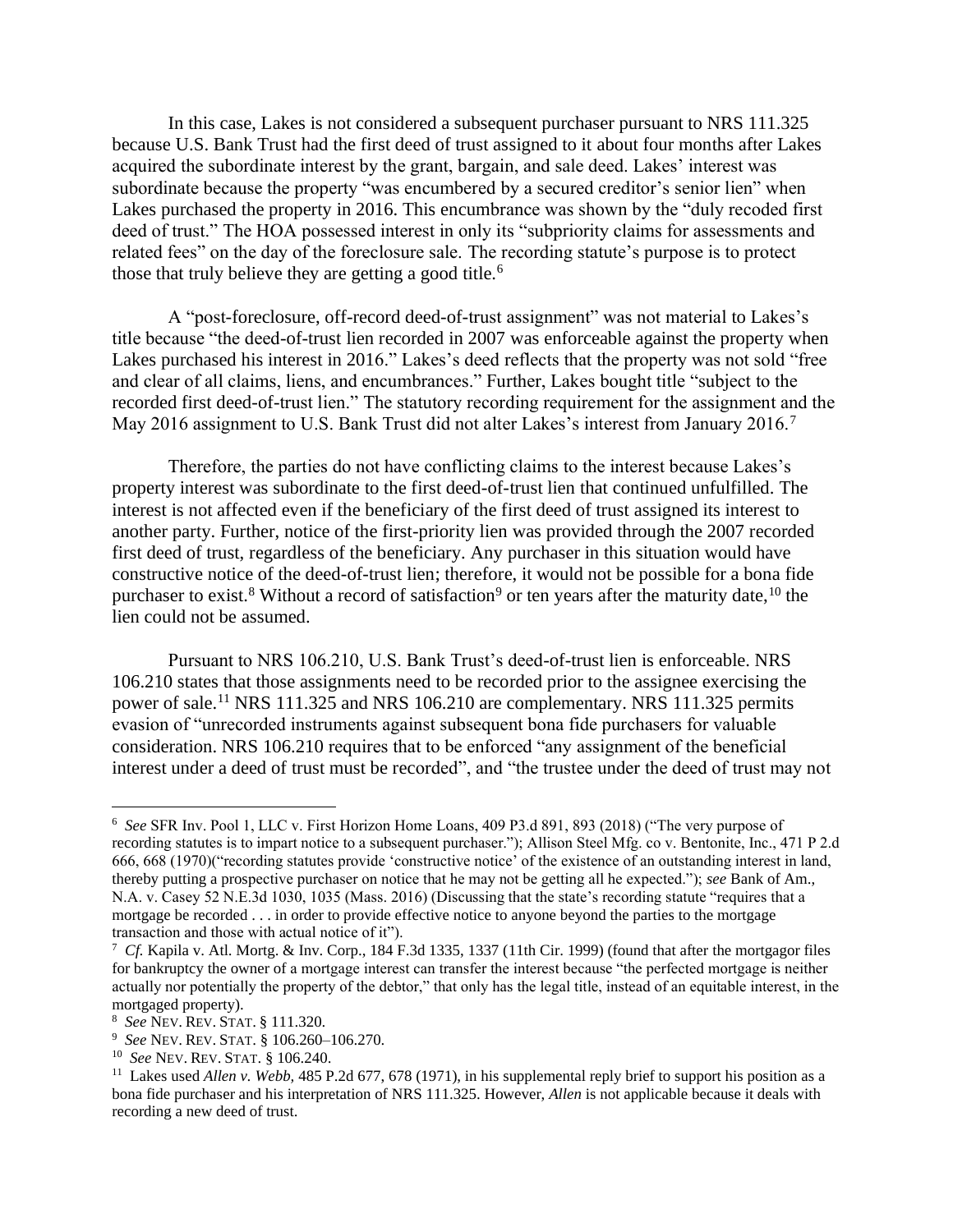In this case, Lakes is not considered a subsequent purchaser pursuant to NRS 111.325 because U.S. Bank Trust had the first deed of trust assigned to it about four months after Lakes acquired the subordinate interest by the grant, bargain, and sale deed. Lakes' interest was subordinate because the property "was encumbered by a secured creditor's senior lien" when Lakes purchased the property in 2016. This encumbrance was shown by the "duly recoded first deed of trust." The HOA possessed interest in only its "subpriority claims for assessments and related fees" on the day of the foreclosure sale. The recording statute's purpose is to protect those that truly believe they are getting a good title.[6]

A "post-foreclosure, off-record deed-of-trust assignment" was not material to Lakes's title because "the deed-of-trust lien recorded in 2007 was enforceable against the property when Lakes purchased his interest in 2016." Lakes's deed reflects that the property was not sold "free and clear of all claims, liens, and encumbrances." Further, Lakes bought title "subject to the recorded first deed-of-trust lien." The statutory recording requirement for the assignment and the May 2016 assignment to U.S. Bank Trust did not alter Lakes's interest from January 2016.[7]

Therefore, the parties do not have conflicting claims to the interest because Lakes's property interest was subordinate to the first deed-of-trust lien that continued unfulfilled. The interest is not affected even if the beneficiary of the first deed of trust assigned its interest to another party. Further, notice of the first-priority lien was provided through the 2007 recorded first deed of trust, regardless of the beneficiary. Any purchaser in this situation would have constructive notice of the deed-of-trust lien; therefore, it would not be possible for a bona fide purchaser to exist.[8] Without a record of satisfaction[9] or ten years after the maturity date,[10] the lien could not be assumed.

Pursuant to NRS 106.210, U.S. Bank Trust's deed-of-trust lien is enforceable. NRS 106.210 states that those assignments need to be recorded prior to the assignee exercising the power of sale.[11] NRS 111.325 and NRS 106.210 are complementary. NRS 111.325 permits evasion of "unrecorded instruments against subsequent bona fide purchasers for valuable consideration. NRS 106.210 requires that to be enforced "any assignment of the beneficial interest under a deed of trust must be recorded", and "the trustee under the deed of trust may not

---

[6] *See* SFR Inv. Pool 1, LLC v. First Horizon Home Loans, 409 P3.d 891, 893 (2018) ("The very purpose of recording statutes is to impart notice to a subsequent purchaser."); Allison Steel Mfg. co v. Bentonite, Inc., 471 P 2.d 666, 668 (1970)("recording statutes provide 'constructive notice' of the existence of an outstanding interest in land, thereby putting a prospective purchaser on notice that he may not be getting all he expected."); *see* Bank of Am., N.A. v. Casey 52 N.E.3d 1030, 1035 (Mass. 2016) (Discussing that the state's recording statute "requires that a mortgage be recorded . . . in order to provide effective notice to anyone beyond the parties to the mortgage transaction and those with actual notice of it").

[7] *Cf.* Kapila v. Atl. Mortg. & Inv. Corp., 184 F.3d 1335, 1337 (11th Cir. 1999) (found that after the mortgagor files for bankruptcy the owner of a mortgage interest can transfer the interest because "the perfected mortgage is neither actually nor potentially the property of the debtor," that only has the legal title, instead of an equitable interest, in the mortgaged property).

[8] *See* NEV. REV. STAT. § 111.320.

[9] *See* NEV. REV. STAT. § 106.260–106.270.

[10] *See* NEV. REV. STAT. § 106.240.

[11] Lakes used *Allen v. Webb*, 485 P.2d 677, 678 (1971), in his supplemental reply brief to support his position as a bona fide purchaser and his interpretation of NRS 111.325. However, *Allen* is not applicable because it deals with recording a new deed of trust.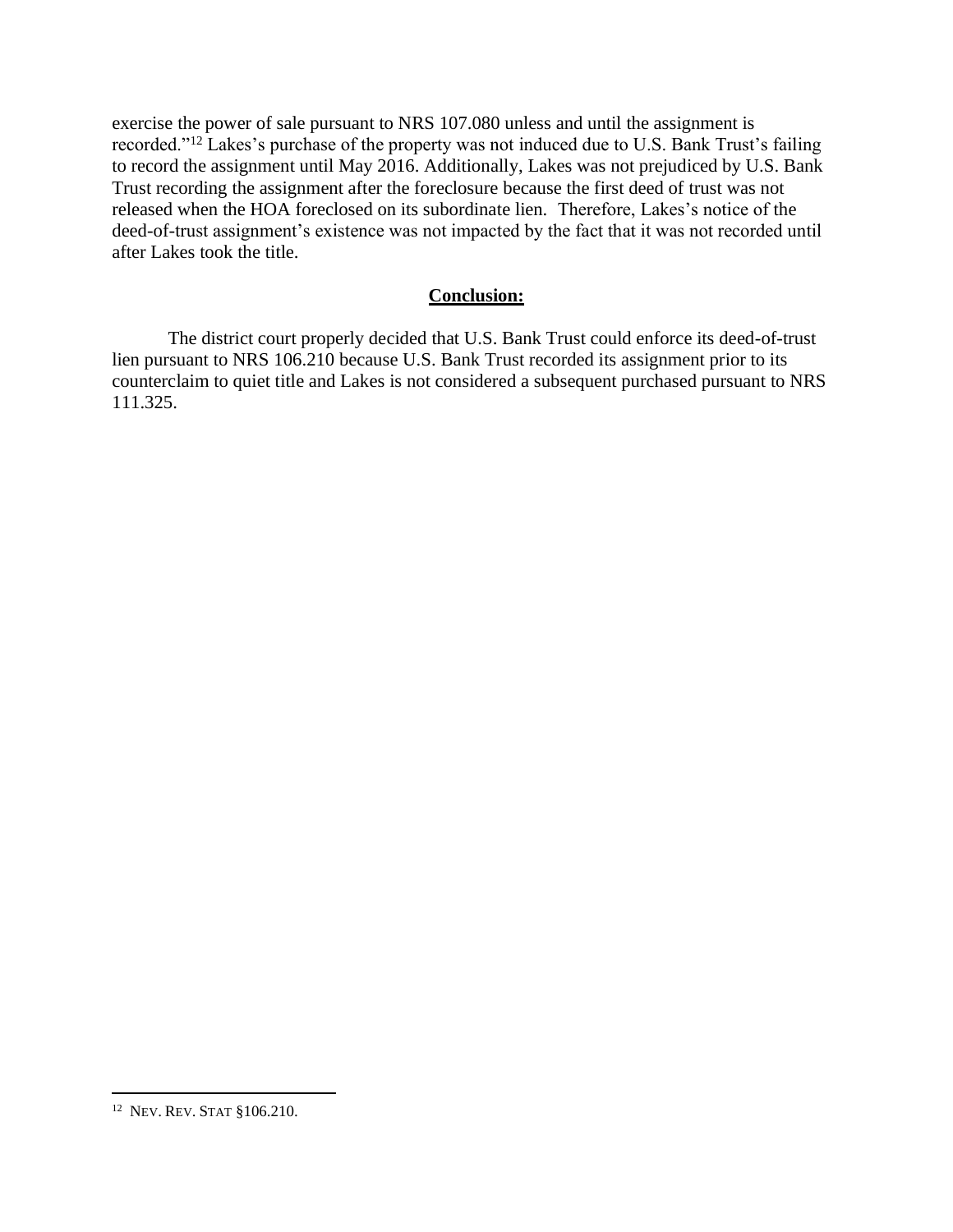exercise the power of sale pursuant to NRS 107.080 unless and until the assignment is recorded."[12] Lakes's purchase of the property was not induced due to U.S. Bank Trust's failing to record the assignment until May 2016. Additionally, Lakes was not prejudiced by U.S. Bank Trust recording the assignment after the foreclosure because the first deed of trust was not released when the HOA foreclosed on its subordinate lien. Therefore, Lakes's notice of the deed-of-trust assignment's existence was not impacted by the fact that it was not recorded until after Lakes took the title.

## **Conclusion:**

The district court properly decided that U.S. Bank Trust could enforce its deed-of-trust lien pursuant to NRS 106.210 because U.S. Bank Trust recorded its assignment prior to its counterclaim to quiet title and Lakes is not considered a subsequent purchased pursuant to NRS 111.325.

---

[12] NEV. REV. STAT §106.210.